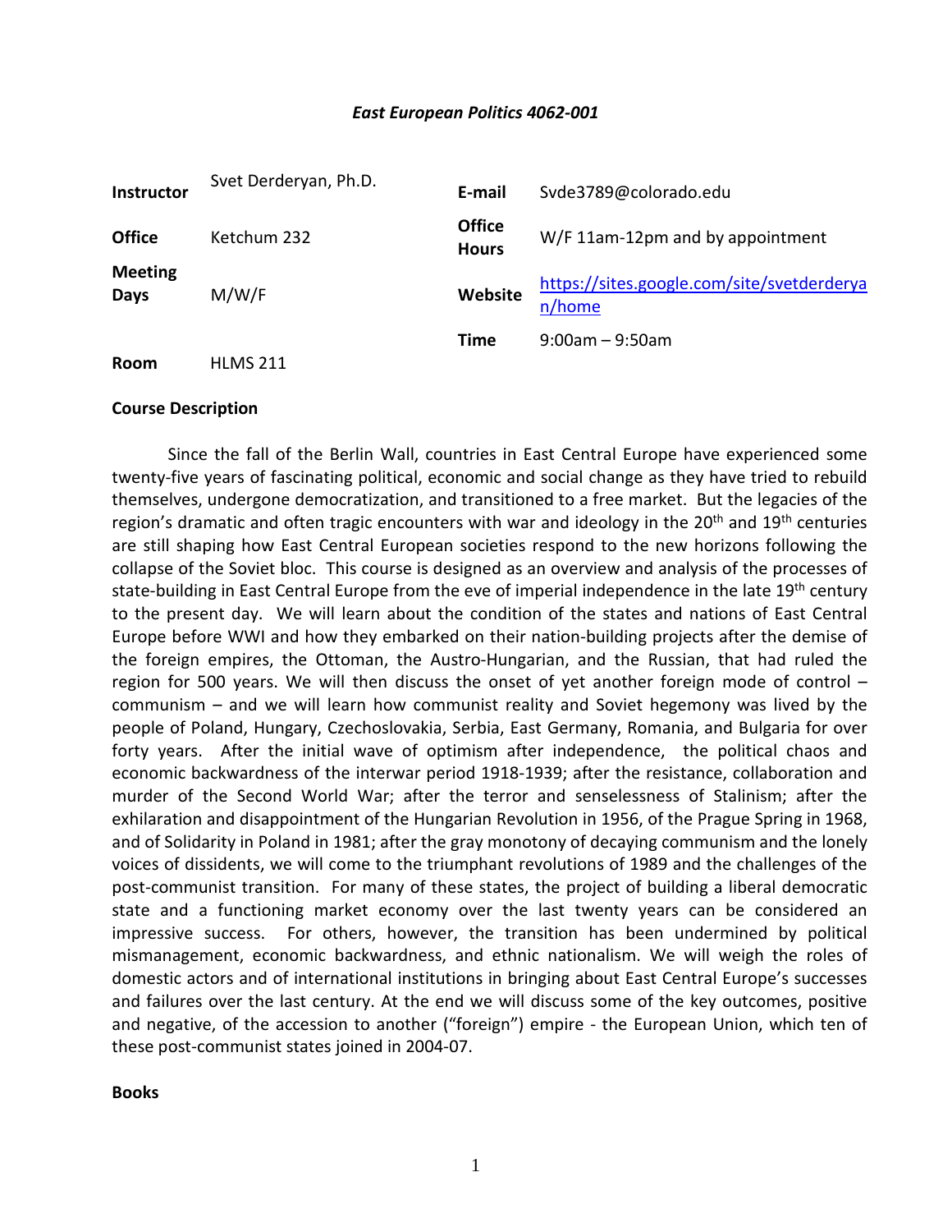*East European Politics 4062-001*

| | | | |
|---|---|---|---|
| **Instructor** | Svet Derderyan, Ph.D. | **E-mail** | Svde3789@colorado.edu |
| **Office** | Ketchum 232 | **Office Hours** | W/F 11am-12pm and by appointment |
| **Meeting Days** | M/W/F | **Website** | https://sites.google.com/site/svetderderyan/home |
| | | **Time** | 9:00am – 9:50am |
| **Room** | HLMS 211 | | |

**Course Description**

Since the fall of the Berlin Wall, countries in East Central Europe have experienced some twenty-five years of fascinating political, economic and social change as they have tried to rebuild themselves, undergone democratization, and transitioned to a free market. But the legacies of the region's dramatic and often tragic encounters with war and ideology in the 20th and 19th centuries are still shaping how East Central European societies respond to the new horizons following the collapse of the Soviet bloc. This course is designed as an overview and analysis of the processes of state-building in East Central Europe from the eve of imperial independence in the late 19th century to the present day. We will learn about the condition of the states and nations of East Central Europe before WWI and how they embarked on their nation-building projects after the demise of the foreign empires, the Ottoman, the Austro-Hungarian, and the Russian, that had ruled the region for 500 years. We will then discuss the onset of yet another foreign mode of control – communism – and we will learn how communist reality and Soviet hegemony was lived by the people of Poland, Hungary, Czechoslovakia, Serbia, East Germany, Romania, and Bulgaria for over forty years. After the initial wave of optimism after independence, the political chaos and economic backwardness of the interwar period 1918-1939; after the resistance, collaboration and murder of the Second World War; after the terror and senselessness of Stalinism; after the exhilaration and disappointment of the Hungarian Revolution in 1956, of the Prague Spring in 1968, and of Solidarity in Poland in 1981; after the gray monotony of decaying communism and the lonely voices of dissidents, we will come to the triumphant revolutions of 1989 and the challenges of the post-communist transition. For many of these states, the project of building a liberal democratic state and a functioning market economy over the last twenty years can be considered an impressive success. For others, however, the transition has been undermined by political mismanagement, economic backwardness, and ethnic nationalism. We will weigh the roles of domestic actors and of international institutions in bringing about East Central Europe's successes and failures over the last century. At the end we will discuss some of the key outcomes, positive and negative, of the accession to another ("foreign") empire - the European Union, which ten of these post-communist states joined in 2004-07.

**Books**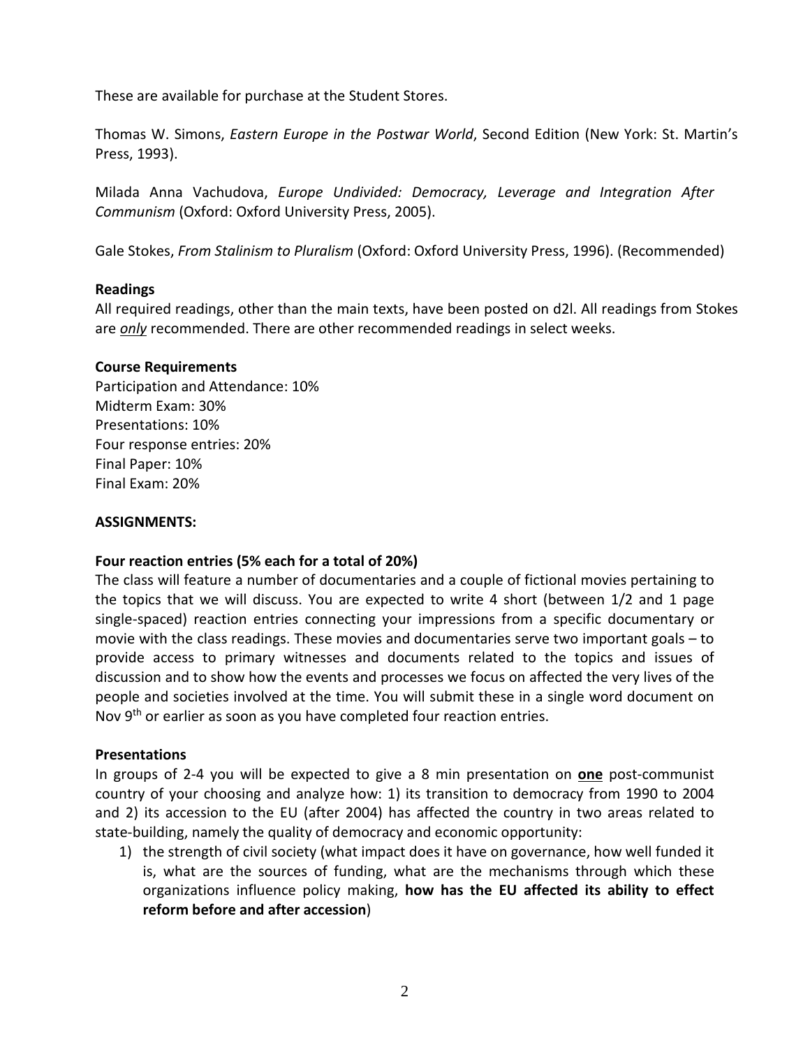These are available for purchase at the Student Stores.

Thomas W. Simons, *Eastern Europe in the Postwar World*, Second Edition (New York: St. Martin's Press, 1993).

Milada Anna Vachudova, *Europe Undivided: Democracy, Leverage and Integration After Communism* (Oxford: Oxford University Press, 2005).

Gale Stokes, *From Stalinism to Pluralism* (Oxford: Oxford University Press, 1996). (Recommended)

**Readings**
All required readings, other than the main texts, have been posted on d2l. All readings from Stokes are ***only*** recommended. There are other recommended readings in select weeks.

**Course Requirements**
Participation and Attendance: 10%
Midterm Exam: 30%
Presentations: 10%
Four response entries: 20%
Final Paper: 10%
Final Exam: 20%

**ASSIGNMENTS:**

**Four reaction entries (5% each for a total of 20%)**
The class will feature a number of documentaries and a couple of fictional movies pertaining to the topics that we will discuss. You are expected to write 4 short (between 1/2 and 1 page single-spaced) reaction entries connecting your impressions from a specific documentary or movie with the class readings. These movies and documentaries serve two important goals – to provide access to primary witnesses and documents related to the topics and issues of discussion and to show how the events and processes we focus on affected the very lives of the people and societies involved at the time. You will submit these in a single word document on Nov 9th or earlier as soon as you have completed four reaction entries.

**Presentations**
In groups of 2-4 you will be expected to give a 8 min presentation on **one** post-communist country of your choosing and analyze how: 1) its transition to democracy from 1990 to 2004 and 2) its accession to the EU (after 2004) has affected the country in two areas related to state-building, namely the quality of democracy and economic opportunity:

1) the strength of civil society (what impact does it have on governance, how well funded it is, what are the sources of funding, what are the mechanisms through which these organizations influence policy making, **how has the EU affected its ability to effect reform before and after accession**)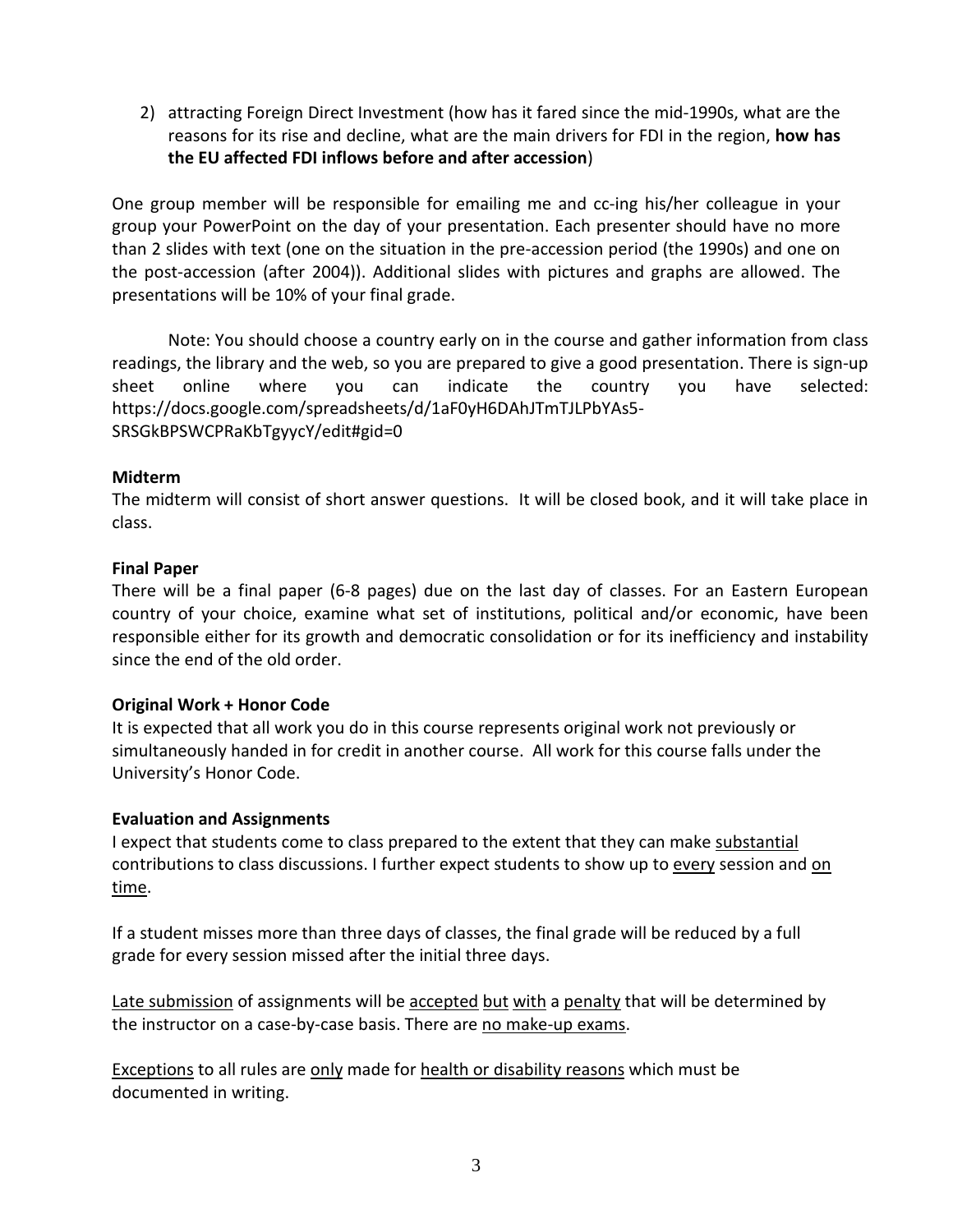2) attracting Foreign Direct Investment (how has it fared since the mid-1990s, what are the reasons for its rise and decline, what are the main drivers for FDI in the region, **how has the EU affected FDI inflows before and after accession**)

One group member will be responsible for emailing me and cc-ing his/her colleague in your group your PowerPoint on the day of your presentation. Each presenter should have no more than 2 slides with text (one on the situation in the pre-accession period (the 1990s) and one on the post-accession (after 2004)). Additional slides with pictures and graphs are allowed. The presentations will be 10% of your final grade.

Note: You should choose a country early on in the course and gather information from class readings, the library and the web, so you are prepared to give a good presentation. There is sign-up sheet online where you can indicate the country you have selected: https://docs.google.com/spreadsheets/d/1aF0yH6DAhJTmTJLPbYAs5-SRSGkBPSWCPRaKbTgyycY/edit#gid=0

**Midterm**

The midterm will consist of short answer questions. It will be closed book, and it will take place in class.

**Final Paper**

There will be a final paper (6-8 pages) due on the last day of classes. For an Eastern European country of your choice, examine what set of institutions, political and/or economic, have been responsible either for its growth and democratic consolidation or for its inefficiency and instability since the end of the old order.

**Original Work + Honor Code**

It is expected that all work you do in this course represents original work not previously or simultaneously handed in for credit in another course. All work for this course falls under the University's Honor Code.

**Evaluation and Assignments**

I expect that students come to class prepared to the extent that they can make substantial contributions to class discussions. I further expect students to show up to every session and on time.

If a student misses more than three days of classes, the final grade will be reduced by a full grade for every session missed after the initial three days.

Late submission of assignments will be accepted but with a penalty that will be determined by the instructor on a case-by-case basis. There are no make-up exams.

Exceptions to all rules are only made for health or disability reasons which must be documented in writing.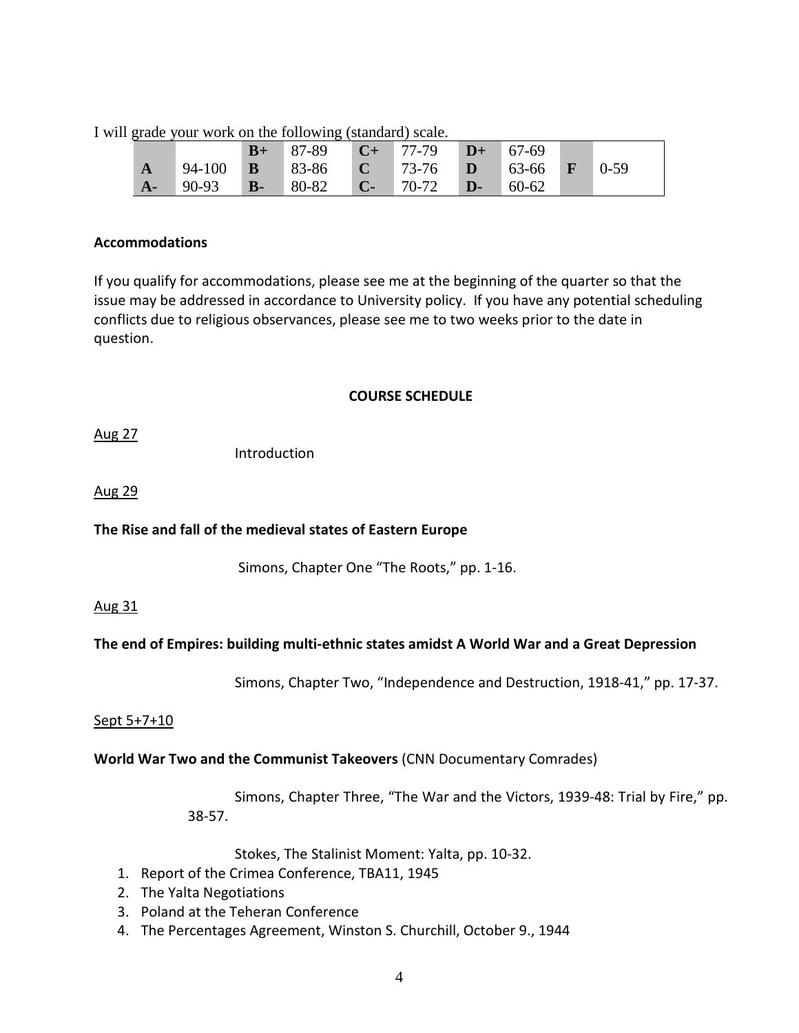I will grade your work on the following (standard) scale.

| | | | | | | | | | |
|---|---|---|---|---|---|---|---|---|---|
| | | **B+** | 87-89 | **C+** | 77-79 | **D+** | 67-69 | | |
| **A** | 94-100 | **B** | 83-86 | **C** | 73-76 | **D** | 63-66 | **F** | 0-59 |
| **A-** | 90-93 | **B-** | 80-82 | **C-** | 70-72 | **D-** | 60-62 | | |

**Accommodations**

If you qualify for accommodations, please see me at the beginning of the quarter so that the issue may be addressed in accordance to University policy. If you have any potential scheduling conflicts due to religious observances, please see me to two weeks prior to the date in question.

**COURSE SCHEDULE**

Aug 27

Introduction

Aug 29

**The Rise and fall of the medieval states of Eastern Europe**

Simons, Chapter One "The Roots," pp. 1-16.

Aug 31

**The end of Empires: building multi-ethnic states amidst A World War and a Great Depression**

Simons, Chapter Two, "Independence and Destruction, 1918-41," pp. 17-37.

Sept 5+7+10

**World War Two and the Communist Takeovers** (CNN Documentary Comrades)

Simons, Chapter Three, "The War and the Victors, 1939-48: Trial by Fire," pp. 38-57.

Stokes, The Stalinist Moment: Yalta, pp. 10-32.

1. Report of the Crimea Conference, TBA11, 1945
2. The Yalta Negotiations
3. Poland at the Teheran Conference
4. The Percentages Agreement, Winston S. Churchill, October 9., 1944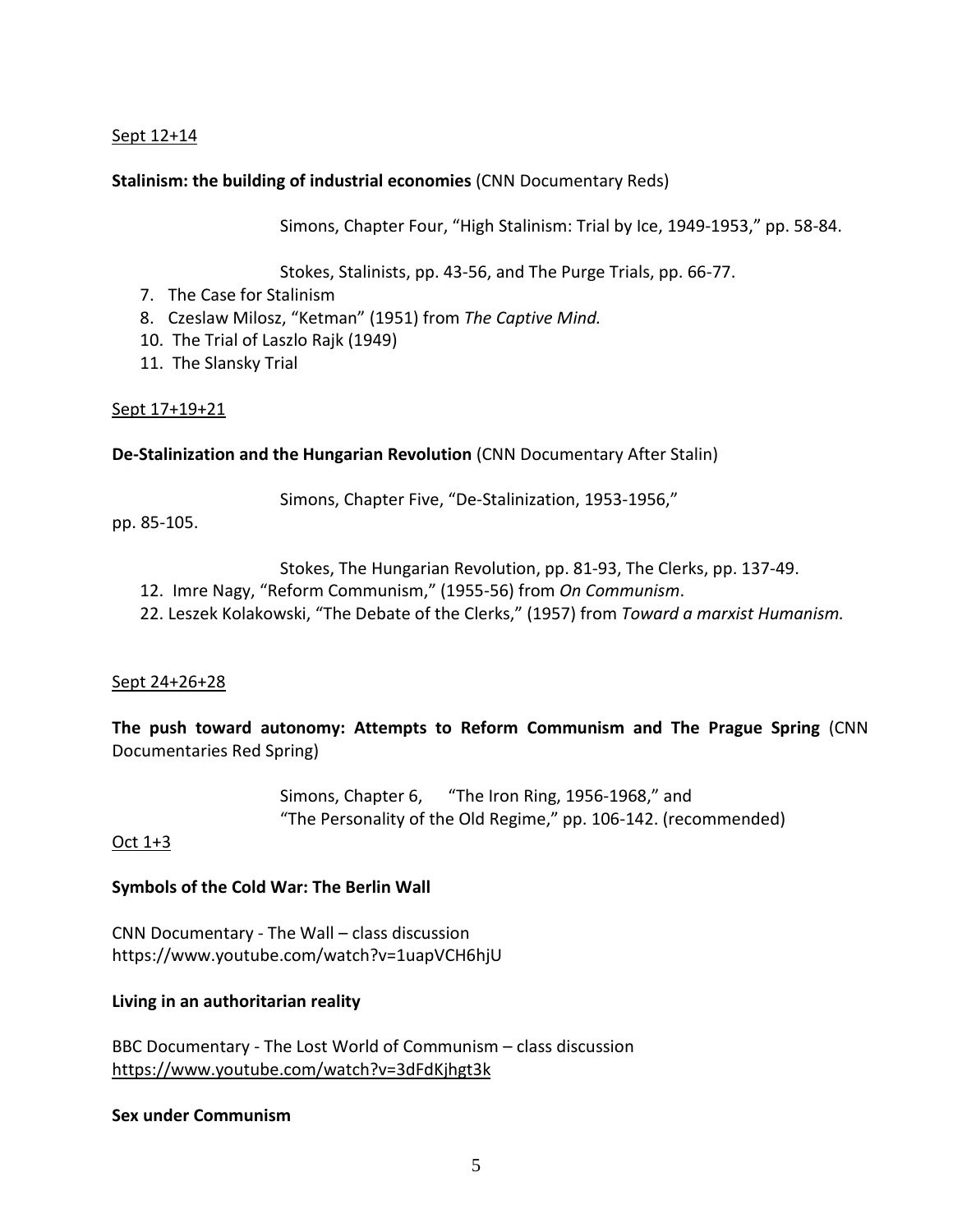Sept 12+14

**Stalinism: the building of industrial economies** (CNN Documentary Reds)

Simons, Chapter Four, “High Stalinism: Trial by Ice, 1949-1953,” pp. 58-84.

Stokes, Stalinists, pp. 43-56, and The Purge Trials, pp. 66-77.

7. The Case for Stalinism
8. Czeslaw Milosz, “Ketman” (1951) from *The Captive Mind.*
10. The Trial of Laszlo Rajk (1949)
11. The Slansky Trial

Sept 17+19+21

**De-Stalinization and the Hungarian Revolution** (CNN Documentary After Stalin)

Simons, Chapter Five, “De-Stalinization, 1953-1956,” pp. 85-105.

Stokes, The Hungarian Revolution, pp. 81-93, The Clerks, pp. 137-49.

12. Imre Nagy, “Reform Communism,” (1955-56) from *On Communism*.
22. Leszek Kolakowski, “The Debate of the Clerks,” (1957) from *Toward a marxist Humanism.*

Sept 24+26+28

**The push toward autonomy: Attempts to Reform Communism and The Prague Spring** (CNN Documentaries Red Spring)

Simons, Chapter 6, “The Iron Ring, 1956-1968,” and
“The Personality of the Old Regime,” pp. 106-142. (recommended)

Oct 1+3

**Symbols of the Cold War: The Berlin Wall**

CNN Documentary - The Wall – class discussion
https://www.youtube.com/watch?v=1uapVCH6hjU

**Living in an authoritarian reality**

BBC Documentary - The Lost World of Communism – class discussion
https://www.youtube.com/watch?v=3dFdKjhgt3k

**Sex under Communism**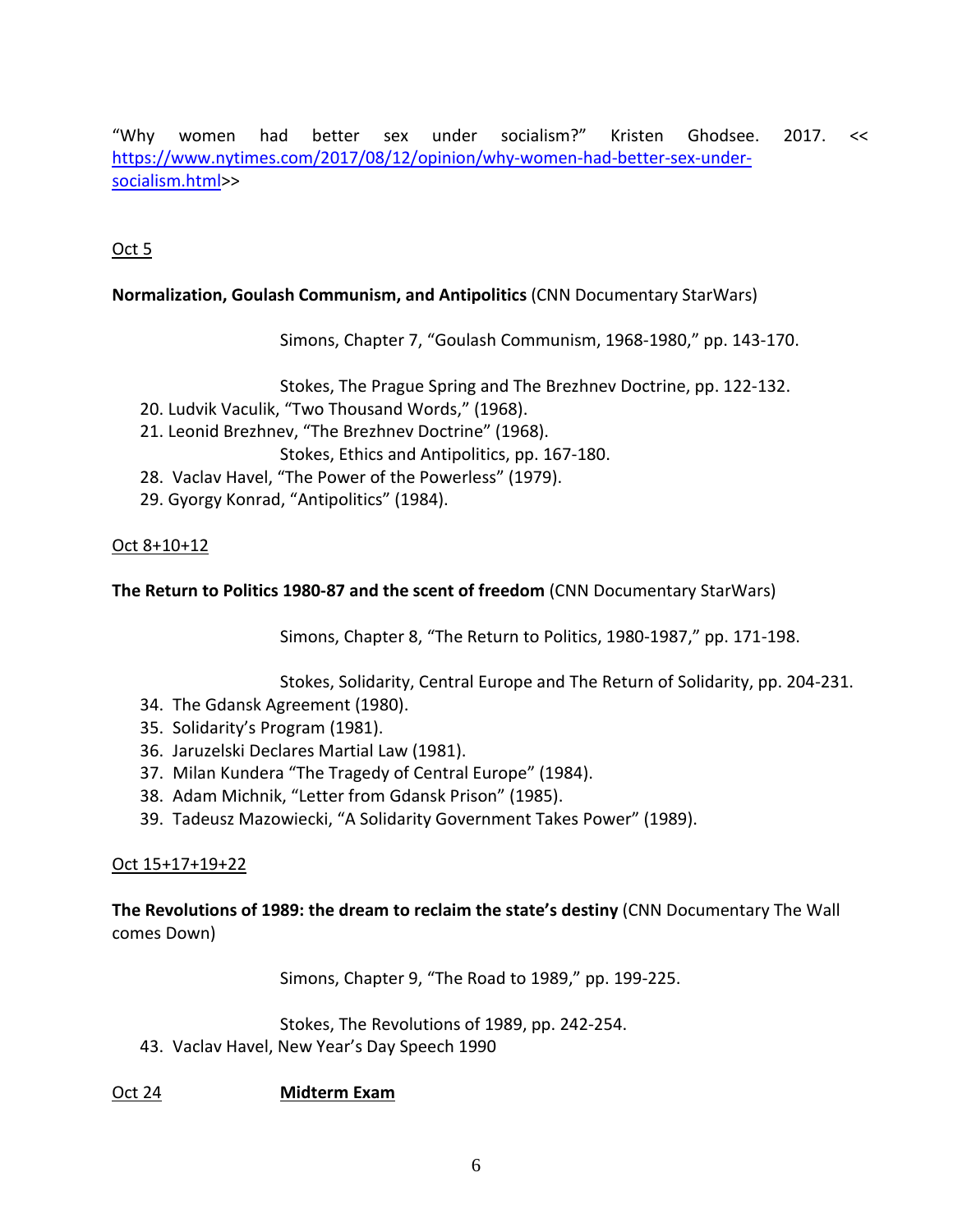"Why women had better sex under socialism?" Kristen Ghodsee. 2017. << [https://www.nytimes.com/2017/08/12/opinion/why-women-had-better-sex-under-socialism.html](https://www.nytimes.com/2017/08/12/opinion/why-women-had-better-sex-under-socialism.html)>>

Oct 5

**Normalization, Goulash Communism, and Antipolitics** (CNN Documentary StarWars)

Simons, Chapter 7, "Goulash Communism, 1968-1980," pp. 143-170.

Stokes, The Prague Spring and The Brezhnev Doctrine, pp. 122-132.

20. Ludvik Vaculik, "Two Thousand Words," (1968).
21. Leonid Brezhnev, "The Brezhnev Doctrine" (1968).

Stokes, Ethics and Antipolitics, pp. 167-180.

28. Vaclav Havel, "The Power of the Powerless" (1979).
29. Gyorgy Konrad, "Antipolitics" (1984).

Oct 8+10+12

**The Return to Politics 1980-87 and the scent of freedom** (CNN Documentary StarWars)

Simons, Chapter 8, "The Return to Politics, 1980-1987," pp. 171-198.

Stokes, Solidarity, Central Europe and The Return of Solidarity, pp. 204-231.

34. The Gdansk Agreement (1980).
35. Solidarity's Program (1981).
36. Jaruzelski Declares Martial Law (1981).
37. Milan Kundera "The Tragedy of Central Europe" (1984).
38. Adam Michnik, "Letter from Gdansk Prison" (1985).
39. Tadeusz Mazowiecki, "A Solidarity Government Takes Power" (1989).

Oct 15+17+19+22

**The Revolutions of 1989: the dream to reclaim the state's destiny** (CNN Documentary The Wall comes Down)

Simons, Chapter 9, "The Road to 1989," pp. 199-225.

Stokes, The Revolutions of 1989, pp. 242-254.

43. Vaclav Havel, New Year's Day Speech 1990

Oct 24 **Midterm Exam**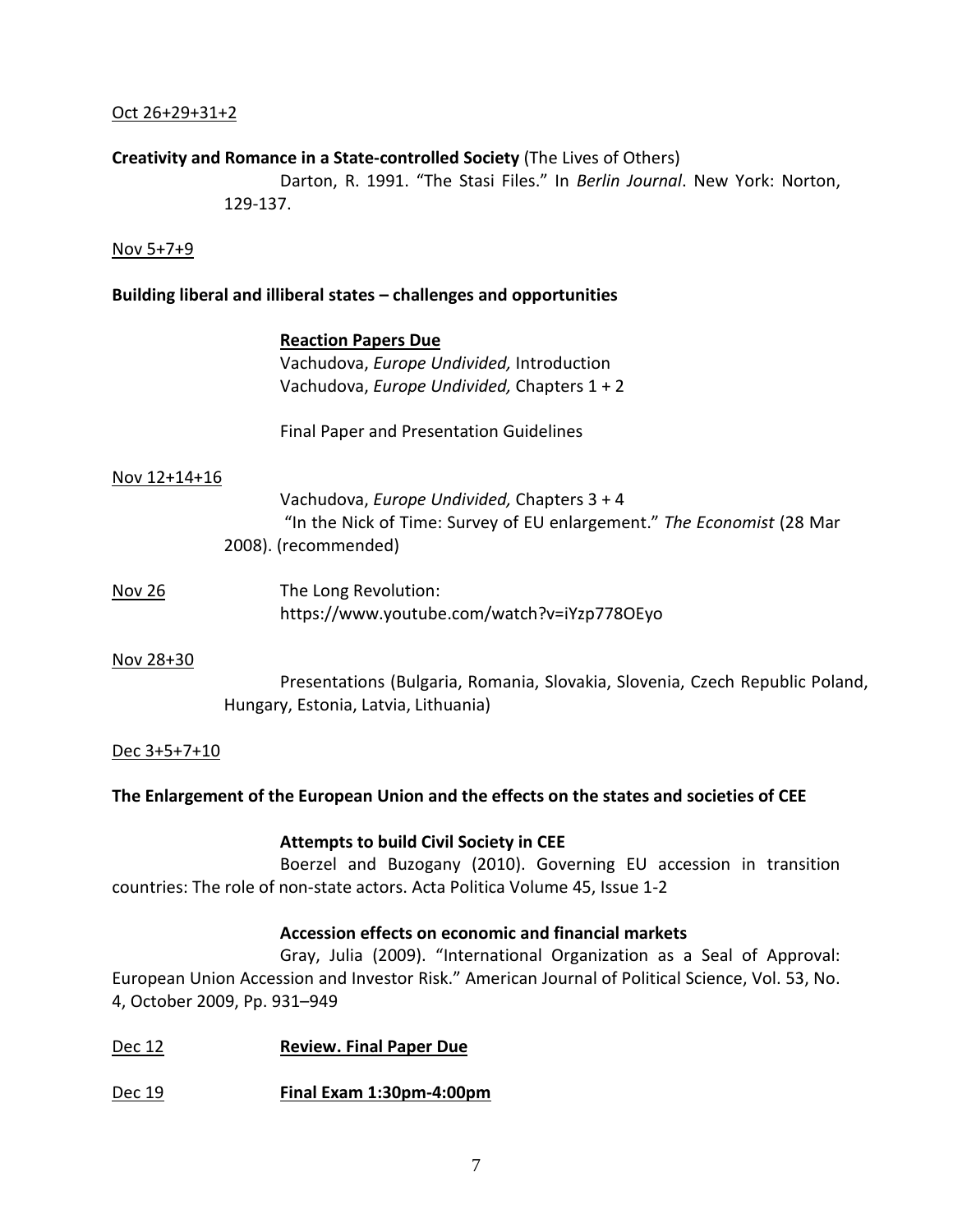Oct 26+29+31+2

**Creativity and Romance in a State-controlled Society** (The Lives of Others)

Darton, R. 1991. "The Stasi Files." In *Berlin Journal*. New York: Norton, 129-137.

Nov 5+7+9

**Building liberal and illiberal states – challenges and opportunities**

**Reaction Papers Due**

Vachudova, *Europe Undivided,* Introduction

Vachudova, *Europe Undivided,* Chapters 1 + 2

Final Paper and Presentation Guidelines

Nov 12+14+16

Vachudova, *Europe Undivided,* Chapters 3 + 4

"In the Nick of Time: Survey of EU enlargement." *The Economist* (28 Mar 2008). (recommended)

Nov 26 The Long Revolution: https://www.youtube.com/watch?v=iYzp778OEyo

Nov 28+30

Presentations (Bulgaria, Romania, Slovakia, Slovenia, Czech Republic Poland, Hungary, Estonia, Latvia, Lithuania)

Dec 3+5+7+10

**The Enlargement of the European Union and the effects on the states and societies of CEE**

**Attempts to build Civil Society in CEE**

Boerzel and Buzogany (2010). Governing EU accession in transition countries: The role of non-state actors. Acta Politica Volume 45, Issue 1-2

**Accession effects on economic and financial markets**

Gray, Julia (2009). "International Organization as a Seal of Approval: European Union Accession and Investor Risk." American Journal of Political Science, Vol. 53, No. 4, October 2009, Pp. 931–949

Dec 12 **Review. Final Paper Due**

Dec 19 **Final Exam 1:30pm-4:00pm**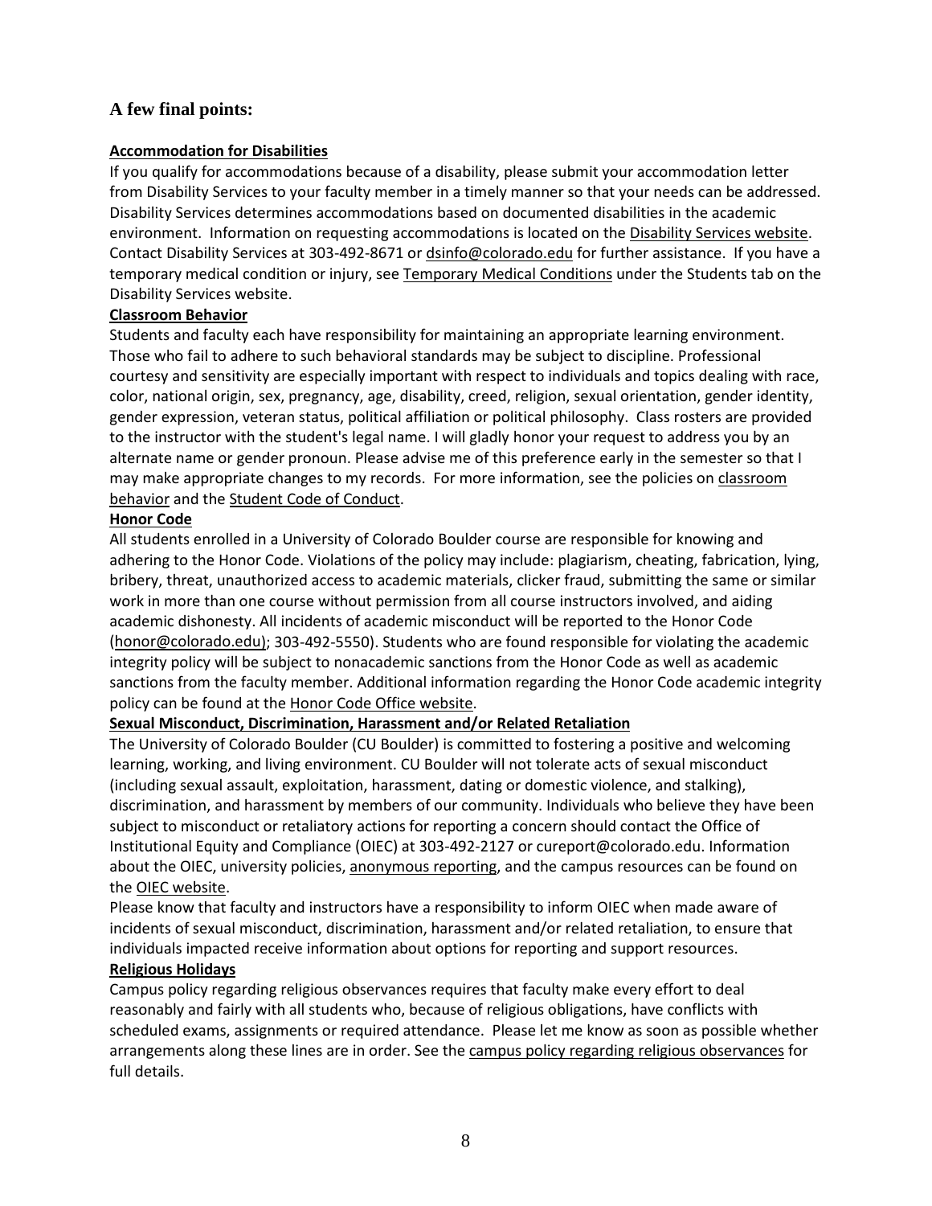## A few final points:

**Accommodation for Disabilities**

If you qualify for accommodations because of a disability, please submit your accommodation letter from Disability Services to your faculty member in a timely manner so that your needs can be addressed. Disability Services determines accommodations based on documented disabilities in the academic environment. Information on requesting accommodations is located on the Disability Services website. Contact Disability Services at 303-492-8671 or dsinfo@colorado.edu for further assistance. If you have a temporary medical condition or injury, see Temporary Medical Conditions under the Students tab on the Disability Services website.

**Classroom Behavior**

Students and faculty each have responsibility for maintaining an appropriate learning environment. Those who fail to adhere to such behavioral standards may be subject to discipline. Professional courtesy and sensitivity are especially important with respect to individuals and topics dealing with race, color, national origin, sex, pregnancy, age, disability, creed, religion, sexual orientation, gender identity, gender expression, veteran status, political affiliation or political philosophy. Class rosters are provided to the instructor with the student's legal name. I will gladly honor your request to address you by an alternate name or gender pronoun. Please advise me of this preference early in the semester so that I may make appropriate changes to my records. For more information, see the policies on classroom behavior and the Student Code of Conduct.

**Honor Code**

All students enrolled in a University of Colorado Boulder course are responsible for knowing and adhering to the Honor Code. Violations of the policy may include: plagiarism, cheating, fabrication, lying, bribery, threat, unauthorized access to academic materials, clicker fraud, submitting the same or similar work in more than one course without permission from all course instructors involved, and aiding academic dishonesty. All incidents of academic misconduct will be reported to the Honor Code (honor@colorado.edu); 303-492-5550). Students who are found responsible for violating the academic integrity policy will be subject to nonacademic sanctions from the Honor Code as well as academic sanctions from the faculty member. Additional information regarding the Honor Code academic integrity policy can be found at the Honor Code Office website.

**Sexual Misconduct, Discrimination, Harassment and/or Related Retaliation**

The University of Colorado Boulder (CU Boulder) is committed to fostering a positive and welcoming learning, working, and living environment. CU Boulder will not tolerate acts of sexual misconduct (including sexual assault, exploitation, harassment, dating or domestic violence, and stalking), discrimination, and harassment by members of our community. Individuals who believe they have been subject to misconduct or retaliatory actions for reporting a concern should contact the Office of Institutional Equity and Compliance (OIEC) at 303-492-2127 or cureport@colorado.edu. Information about the OIEC, university policies, anonymous reporting, and the campus resources can be found on the OIEC website.

Please know that faculty and instructors have a responsibility to inform OIEC when made aware of incidents of sexual misconduct, discrimination, harassment and/or related retaliation, to ensure that individuals impacted receive information about options for reporting and support resources.

**Religious Holidays**

Campus policy regarding religious observances requires that faculty make every effort to deal reasonably and fairly with all students who, because of religious obligations, have conflicts with scheduled exams, assignments or required attendance. Please let me know as soon as possible whether arrangements along these lines are in order. See the campus policy regarding religious observances for full details.